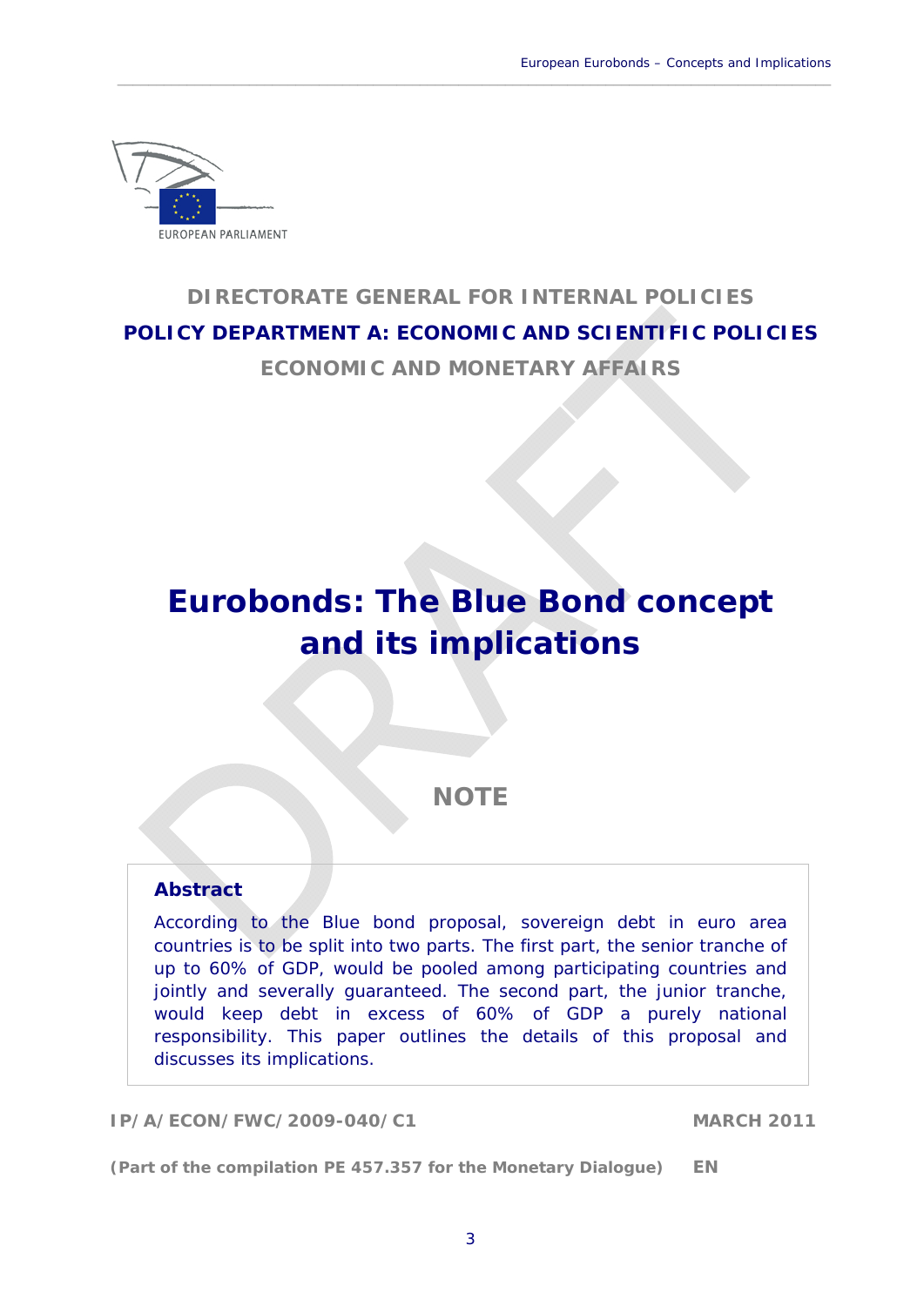EUROPEAN PARLIAMENT

**DIRECTORATE GENERAL FOR INTERNAL POLICIES**

**POLICY DEPARTMENT A: ECONOMIC AND SCIENTIFIC POLICIES**

**ECONOMIC AND MONETARY AFFAIRS**

# Eurobonds: The Blue Bond concept and its implications

## NOTE

### Abstract

According to the Blue bond proposal, sovereign debt in euro area countries is to be split into two parts. The first part, the senior tranche of up to 60% of GDP, would be pooled among participating countries and jointly and severally guaranteed. The second part, the junior tranche, would keep debt in excess of 60% of GDP a purely national responsibility. This paper outlines the details of this proposal and discusses its implications.

**IP/A/ECON/FWC/2009-040/C1** **MARCH 2011**

**(Part of the compilation PE 457.357 for the Monetary Dialogue)** **EN**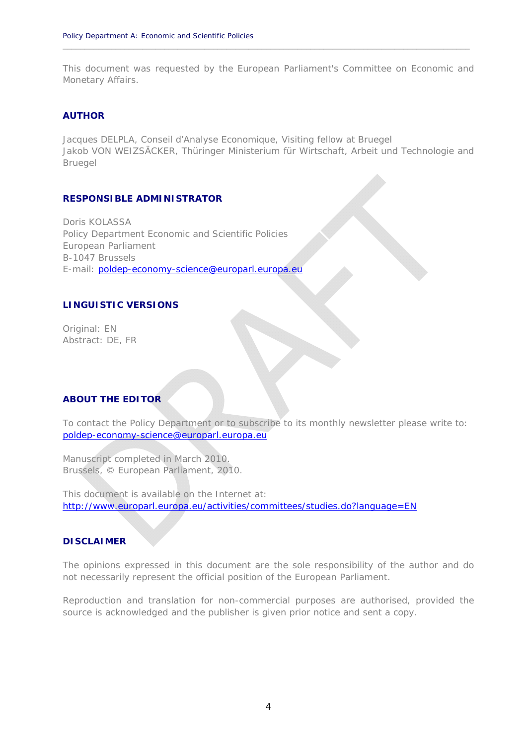This document was requested by the European Parliament's Committee on Economic and Monetary Affairs.

## AUTHOR

Jacques DELPLA, Conseil d'Analyse Economique, Visiting fellow at Bruegel
Jakob VON WEIZSÄCKER, Thüringer Ministerium für Wirtschaft, Arbeit und Technologie and Bruegel

## RESPONSIBLE ADMINISTRATOR

Doris KOLASSA
Policy Department Economic and Scientific Policies
European Parliament
B-1047 Brussels
E-mail: poldep-economy-science@europarl.europa.eu

## LINGUISTIC VERSIONS

Original: EN
Abstract: DE, FR

## ABOUT THE EDITOR

To contact the Policy Department or to subscribe to its monthly newsletter please write to:
poldep-economy-science@europarl.europa.eu

Manuscript completed in March 2010.
Brussels, © European Parliament, 2010.

This document is available on the Internet at:
http://www.europarl.europa.eu/activities/committees/studies.do?language=EN

## DISCLAIMER

The opinions expressed in this document are the sole responsibility of the author and do not necessarily represent the official position of the European Parliament.

Reproduction and translation for non-commercial purposes are authorised, provided the source is acknowledged and the publisher is given prior notice and sent a copy.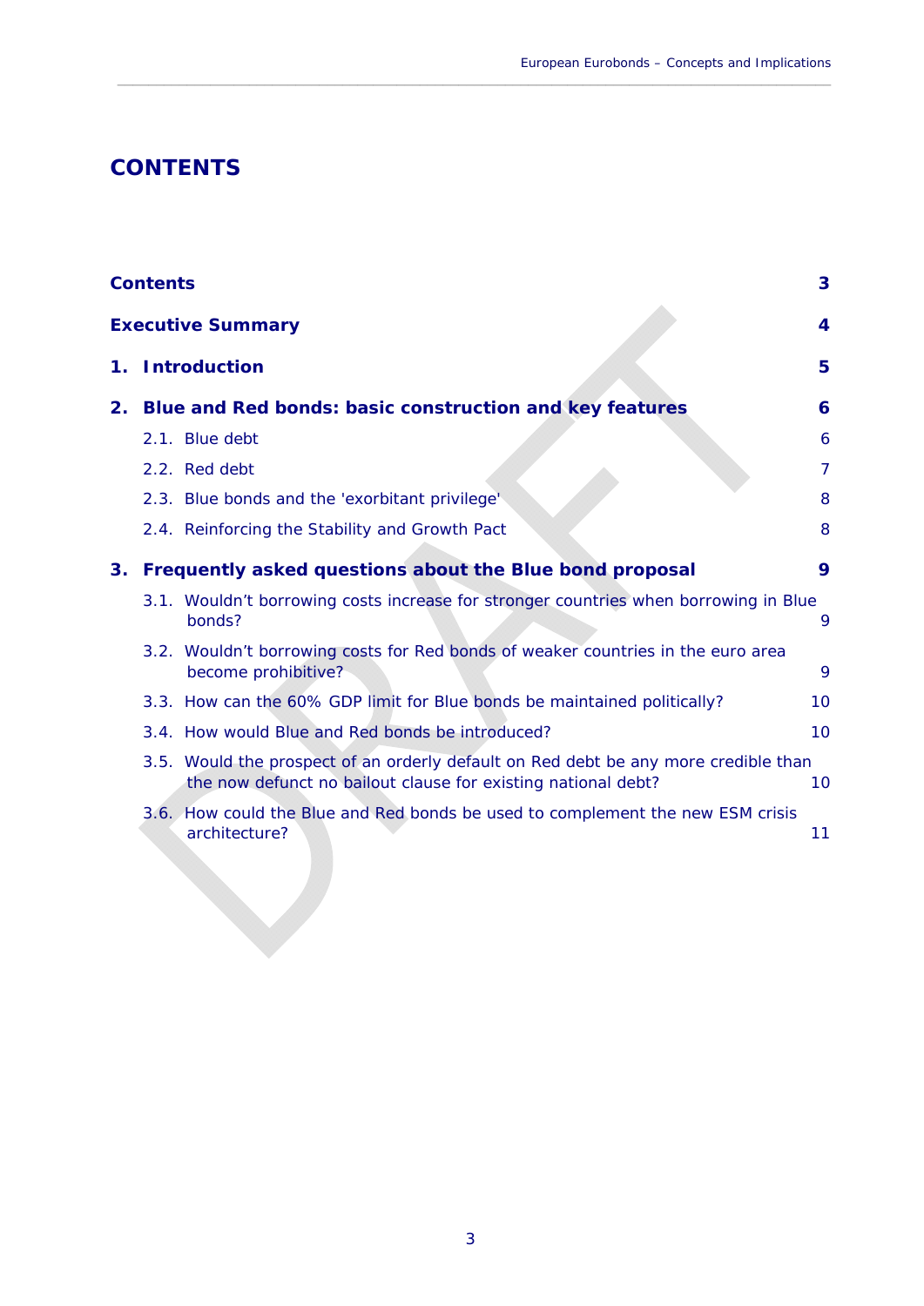# CONTENTS

| | |
|---|---|
| **Contents** | **3** |
| **Executive Summary** | **4** |
| **1. Introduction** | **5** |
| **2. Blue and Red bonds: basic construction and key features** | **6** |
| 2.1. Blue debt | 6 |
| 2.2. Red debt | 7 |
| 2.3. Blue bonds and the 'exorbitant privilege' | 8 |
| 2.4. Reinforcing the Stability and Growth Pact | 8 |
| **3. Frequently asked questions about the Blue bond proposal** | **9** |
| 3.1. Wouldn't borrowing costs increase for stronger countries when borrowing in Blue bonds? | 9 |
| 3.2. Wouldn't borrowing costs for Red bonds of weaker countries in the euro area become prohibitive? | 9 |
| 3.3. How can the 60% GDP limit for Blue bonds be maintained politically? | 10 |
| 3.4. How would Blue and Red bonds be introduced? | 10 |
| 3.5. Would the prospect of an orderly default on Red debt be any more credible than the now defunct no bailout clause for existing national debt? | 10 |
| 3.6. How could the Blue and Red bonds be used to complement the new ESM crisis architecture? | 11 |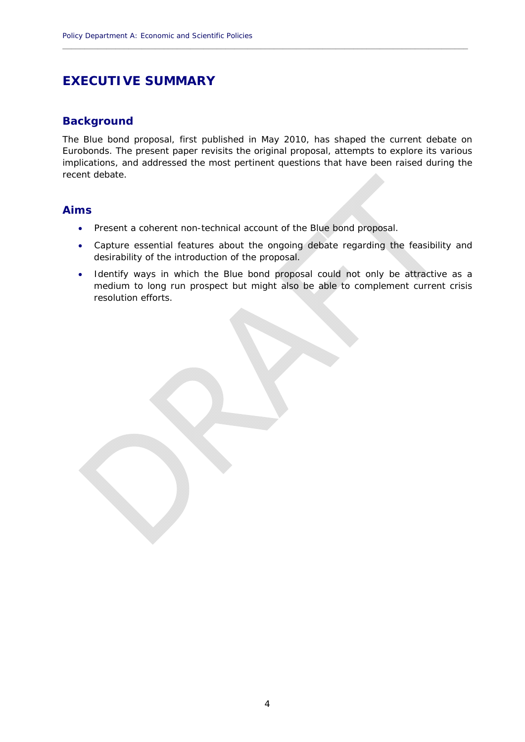# EXECUTIVE SUMMARY

## Background

The Blue bond proposal, first published in May 2010, has shaped the current debate on Eurobonds. The present paper revisits the original proposal, attempts to explore its various implications, and addressed the most pertinent questions that have been raised during the recent debate.

## Aims

- Present a coherent non-technical account of the Blue bond proposal.
- Capture essential features about the ongoing debate regarding the feasibility and desirability of the introduction of the proposal.
- Identify ways in which the Blue bond proposal could not only be attractive as a medium to long run prospect but might also be able to complement current crisis resolution efforts.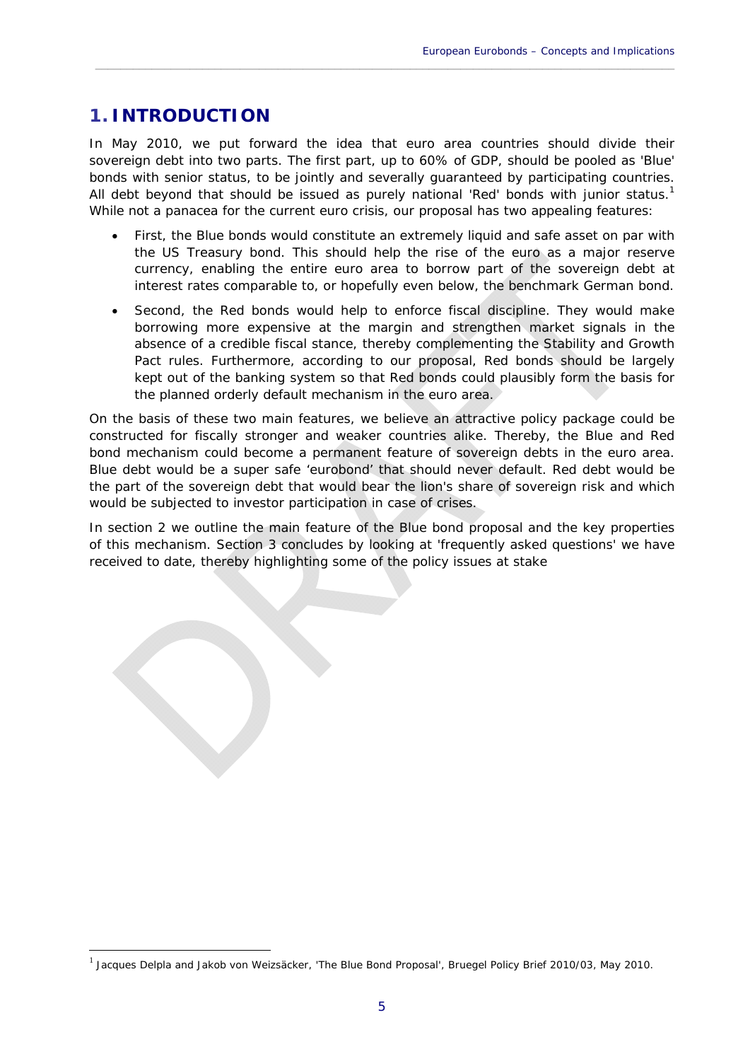# 1. INTRODUCTION

In May 2010, we put forward the idea that euro area countries should divide their sovereign debt into two parts. The first part, up to 60% of GDP, should be pooled as 'Blue' bonds with senior status, to be jointly and severally guaranteed by participating countries. All debt beyond that should be issued as purely national 'Red' bonds with junior status.[1] While not a panacea for the current euro crisis, our proposal has two appealing features:

- First, the Blue bonds would constitute an extremely liquid and safe asset on par with the US Treasury bond. This should help the rise of the euro as a major reserve currency, enabling the entire euro area to borrow part of the sovereign debt at interest rates comparable to, or hopefully even below, the benchmark German bond.
- Second, the Red bonds would help to enforce fiscal discipline. They would make borrowing more expensive at the margin and strengthen market signals in the absence of a credible fiscal stance, thereby complementing the Stability and Growth Pact rules. Furthermore, according to our proposal, Red bonds should be largely kept out of the banking system so that Red bonds could plausibly form the basis for the planned orderly default mechanism in the euro area.

On the basis of these two main features, we believe an attractive policy package could be constructed for fiscally stronger and weaker countries alike. Thereby, the Blue and Red bond mechanism could become a permanent feature of sovereign debts in the euro area. Blue debt would be a super safe 'eurobond' that should never default. Red debt would be the part of the sovereign debt that would bear the lion's share of sovereign risk and which would be subjected to investor participation in case of crises.

In section 2 we outline the main feature of the Blue bond proposal and the key properties of this mechanism. Section 3 concludes by looking at 'frequently asked questions' we have received to date, thereby highlighting some of the policy issues at stake

[1] Jacques Delpla and Jakob von Weizsäcker, 'The Blue Bond Proposal', Bruegel Policy Brief 2010/03, May 2010.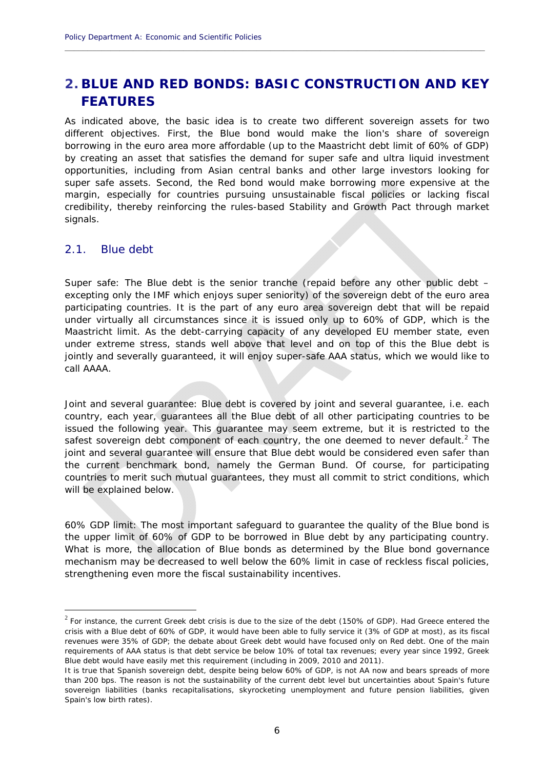# 2. BLUE AND RED BONDS: BASIC CONSTRUCTION AND KEY FEATURES

As indicated above, the basic idea is to create two different sovereign assets for two different objectives. First, the Blue bond would make the lion's share of sovereign borrowing in the euro area more affordable (up to the Maastricht debt limit of 60% of GDP) by creating an asset that satisfies the demand for super safe and ultra liquid investment opportunities, including from Asian central banks and other large investors looking for super safe assets. Second, the Red bond would make borrowing more expensive at the margin, especially for countries pursuing unsustainable fiscal policies or lacking fiscal credibility, thereby reinforcing the rules-based Stability and Growth Pact through market signals.

## 2.1. Blue debt

Super safe: The Blue debt is the senior tranche (repaid before any other public debt – excepting only the IMF which enjoys super seniority) of the sovereign debt of the euro area participating countries. It is the part of any euro area sovereign debt that will be repaid under virtually all circumstances since it is issued only up to 60% of GDP, which is the Maastricht limit. As the debt-carrying capacity of any developed EU member state, even under extreme stress, stands well above that level and on top of this the Blue debt is jointly and severally guaranteed, it will enjoy super-safe AAA status, which we would like to call AAAA.

Joint and several guarantee: Blue debt is covered by joint and several guarantee, i.e. each country, each year, guarantees all the Blue debt of all other participating countries to be issued the following year. This guarantee may seem extreme, but it is restricted to the safest sovereign debt component of each country, the one deemed to never default.[2] The joint and several guarantee will ensure that Blue debt would be considered even safer than the current benchmark bond, namely the German Bund. Of course, for participating countries to merit such mutual guarantees, they must all commit to strict conditions, which will be explained below.

60% GDP limit: The most important safeguard to guarantee the quality of the Blue bond is the upper limit of 60% of GDP to be borrowed in Blue debt by any participating country. What is more, the allocation of Blue bonds as determined by the Blue bond governance mechanism may be decreased to well below the 60% limit in case of reckless fiscal policies, strengthening even more the fiscal sustainability incentives.

---

[2] For instance, the current Greek debt crisis is due to the size of the debt (150% of GDP). Had Greece entered the crisis with a Blue debt of 60% of GDP, it would have been able to fully service it (3% of GDP at most), as its fiscal revenues were 35% of GDP; the debate about Greek debt would have focused only on Red debt. One of the main requirements of AAA status is that debt service be below 10% of total tax revenues; every year since 1992, Greek Blue debt would have easily met this requirement (including in 2009, 2010 and 2011).

It is true that Spanish sovereign debt, despite being below 60% of GDP, is not AA now and bears spreads of more than 200 bps. The reason is not the sustainability of the current debt level but uncertainties about Spain's future sovereign liabilities (banks recapitalisations, skyrocketing unemployment and future pension liabilities, given Spain's low birth rates).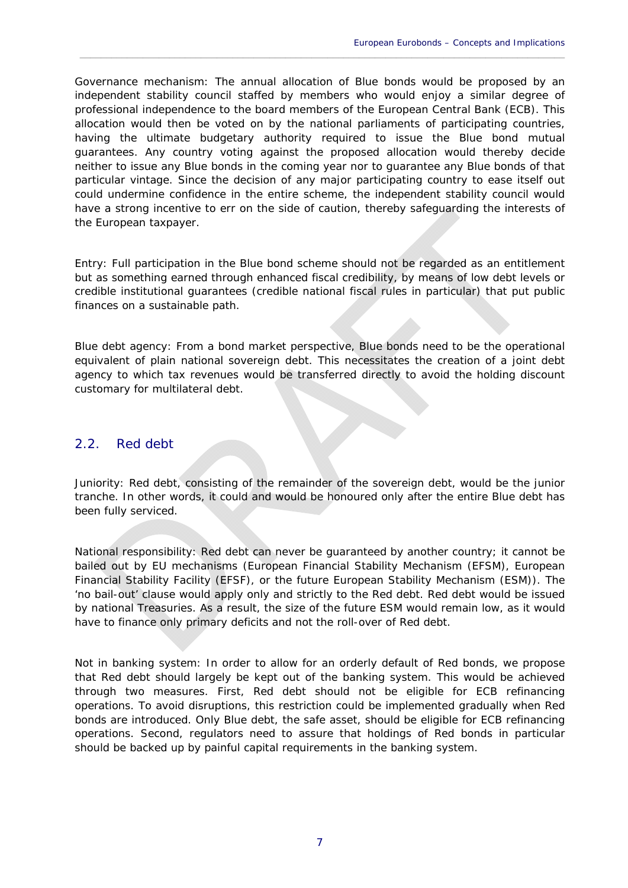Governance mechanism: The annual allocation of Blue bonds would be proposed by an independent stability council staffed by members who would enjoy a similar degree of professional independence to the board members of the European Central Bank (ECB). This allocation would then be voted on by the national parliaments of participating countries, having the ultimate budgetary authority required to issue the Blue bond mutual guarantees. Any country voting against the proposed allocation would thereby decide neither to issue any Blue bonds in the coming year nor to guarantee any Blue bonds of that particular vintage. Since the decision of any major participating country to ease itself out could undermine confidence in the entire scheme, the independent stability council would have a strong incentive to err on the side of caution, thereby safeguarding the interests of the European taxpayer.

Entry: Full participation in the Blue bond scheme should not be regarded as an entitlement but as something earned through enhanced fiscal credibility, by means of low debt levels or credible institutional guarantees (credible national fiscal rules in particular) that put public finances on a sustainable path.

Blue debt agency: From a bond market perspective, Blue bonds need to be the operational equivalent of plain national sovereign debt. This necessitates the creation of a joint debt agency to which tax revenues would be transferred directly to avoid the holding discount customary for multilateral debt.

## 2.2. Red debt

Juniority: Red debt, consisting of the remainder of the sovereign debt, would be the junior tranche. In other words, it could and would be honoured only after the entire Blue debt has been fully serviced.

National responsibility: Red debt can never be guaranteed by another country; it cannot be bailed out by EU mechanisms (European Financial Stability Mechanism (EFSM), European Financial Stability Facility (EFSF), or the future European Stability Mechanism (ESM)). The 'no bail-out' clause would apply only and strictly to the Red debt. Red debt would be issued by national Treasuries. As a result, the size of the future ESM would remain low, as it would have to finance only primary deficits and not the roll-over of Red debt.

Not in banking system: In order to allow for an orderly default of Red bonds, we propose that Red debt should largely be kept out of the banking system. This would be achieved through two measures. First, Red debt should not be eligible for ECB refinancing operations. To avoid disruptions, this restriction could be implemented gradually when Red bonds are introduced. Only Blue debt, the safe asset, should be eligible for ECB refinancing operations. Second, regulators need to assure that holdings of Red bonds in particular should be backed up by painful capital requirements in the banking system.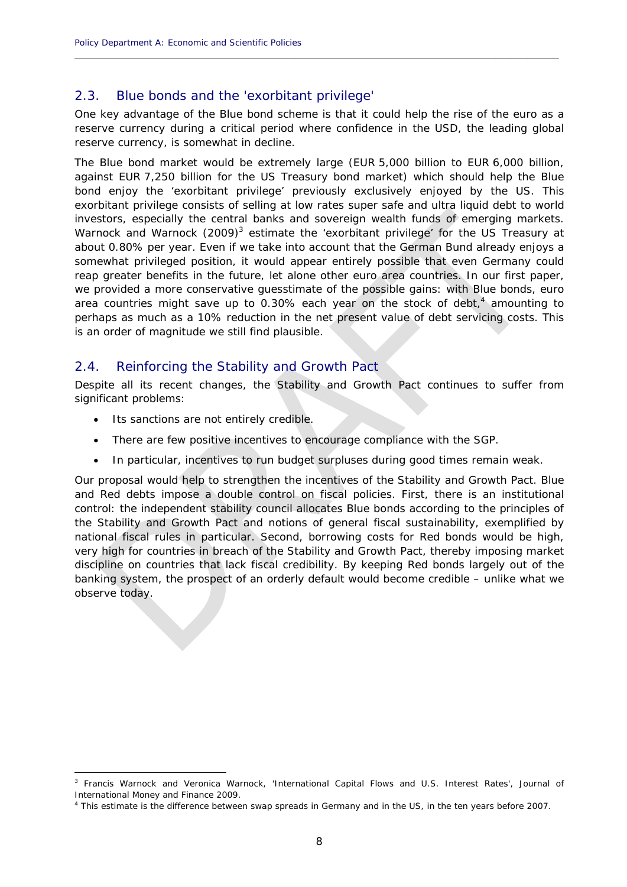## 2.3. Blue bonds and the 'exorbitant privilege'

One key advantage of the Blue bond scheme is that it could help the rise of the euro as a reserve currency during a critical period where confidence in the USD, the leading global reserve currency, is somewhat in decline.

The Blue bond market would be extremely large (EUR 5,000 billion to EUR 6,000 billion, against EUR 7,250 billion for the US Treasury bond market) which should help the Blue bond enjoy the 'exorbitant privilege' previously exclusively enjoyed by the US. This exorbitant privilege consists of selling at low rates super safe and ultra liquid debt to world investors, especially the central banks and sovereign wealth funds of emerging markets. Warnock and Warnock (2009)[3] estimate the 'exorbitant privilege' for the US Treasury at about 0.80% per year. Even if we take into account that the German Bund already enjoys a somewhat privileged position, it would appear entirely possible that even Germany could reap greater benefits in the future, let alone other euro area countries. In our first paper, we provided a more conservative guesstimate of the possible gains: with Blue bonds, euro area countries might save up to 0.30% each year on the stock of debt,[4] amounting to perhaps as much as a 10% reduction in the net present value of debt servicing costs. This is an order of magnitude we still find plausible.

## 2.4. Reinforcing the Stability and Growth Pact

Despite all its recent changes, the Stability and Growth Pact continues to suffer from significant problems:

- Its sanctions are not entirely credible.
- There are few positive incentives to encourage compliance with the SGP.
- In particular, incentives to run budget surpluses during good times remain weak.

Our proposal would help to strengthen the incentives of the Stability and Growth Pact. Blue and Red debts impose a double control on fiscal policies. First, there is an institutional control: the independent stability council allocates Blue bonds according to the principles of the Stability and Growth Pact and notions of general fiscal sustainability, exemplified by national fiscal rules in particular. Second, borrowing costs for Red bonds would be high, very high for countries in breach of the Stability and Growth Pact, thereby imposing market discipline on countries that lack fiscal credibility. By keeping Red bonds largely out of the banking system, the prospect of an orderly default would become credible – unlike what we observe today.

---

[3] Francis Warnock and Veronica Warnock, 'International Capital Flows and U.S. Interest Rates', Journal of International Money and Finance 2009.

[4] This estimate is the difference between swap spreads in Germany and in the US, in the ten years before 2007.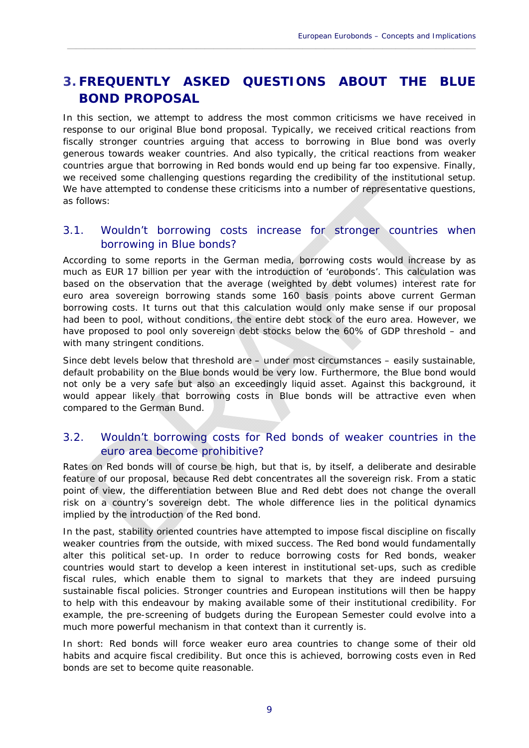# 3. FREQUENTLY ASKED QUESTIONS ABOUT THE BLUE BOND PROPOSAL

In this section, we attempt to address the most common criticisms we have received in response to our original Blue bond proposal. Typically, we received critical reactions from fiscally stronger countries arguing that access to borrowing in Blue bond was overly generous towards weaker countries. And also typically, the critical reactions from weaker countries argue that borrowing in Red bonds would end up being far too expensive. Finally, we received some challenging questions regarding the credibility of the institutional setup. We have attempted to condense these criticisms into a number of representative questions, as follows:

## 3.1. Wouldn't borrowing costs increase for stronger countries when borrowing in Blue bonds?

According to some reports in the German media, borrowing costs would increase by as much as EUR 17 billion per year with the introduction of 'eurobonds'. This calculation was based on the observation that the average (weighted by debt volumes) interest rate for euro area sovereign borrowing stands some 160 basis points above current German borrowing costs. It turns out that this calculation would only make sense if our proposal had been to pool, without conditions, the entire debt stock of the euro area. However, we have proposed to pool only sovereign debt stocks below the 60% of GDP threshold – and with many stringent conditions.

Since debt levels below that threshold are – under most circumstances – easily sustainable, default probability on the Blue bonds would be very low. Furthermore, the Blue bond would not only be a very safe but also an exceedingly liquid asset. Against this background, it would appear likely that borrowing costs in Blue bonds will be attractive even when compared to the German Bund.

## 3.2. Wouldn't borrowing costs for Red bonds of weaker countries in the euro area become prohibitive?

Rates on Red bonds will of course be high, but that is, by itself, a deliberate and desirable feature of our proposal, because Red debt concentrates all the sovereign risk. From a static point of view, the differentiation between Blue and Red debt does not change the overall risk on a country's sovereign debt. The whole difference lies in the political dynamics implied by the introduction of the Red bond.

In the past, stability oriented countries have attempted to impose fiscal discipline on fiscally weaker countries from the outside, with mixed success. The Red bond would fundamentally alter this political set-up. In order to reduce borrowing costs for Red bonds, weaker countries would start to develop a keen interest in institutional set-ups, such as credible fiscal rules, which enable them to signal to markets that they are indeed pursuing sustainable fiscal policies. Stronger countries and European institutions will then be happy to help with this endeavour by making available some of their institutional credibility. For example, the pre-screening of budgets during the European Semester could evolve into a much more powerful mechanism in that context than it currently is.

In short: Red bonds will force weaker euro area countries to change some of their old habits and acquire fiscal credibility. But once this is achieved, borrowing costs even in Red bonds are set to become quite reasonable.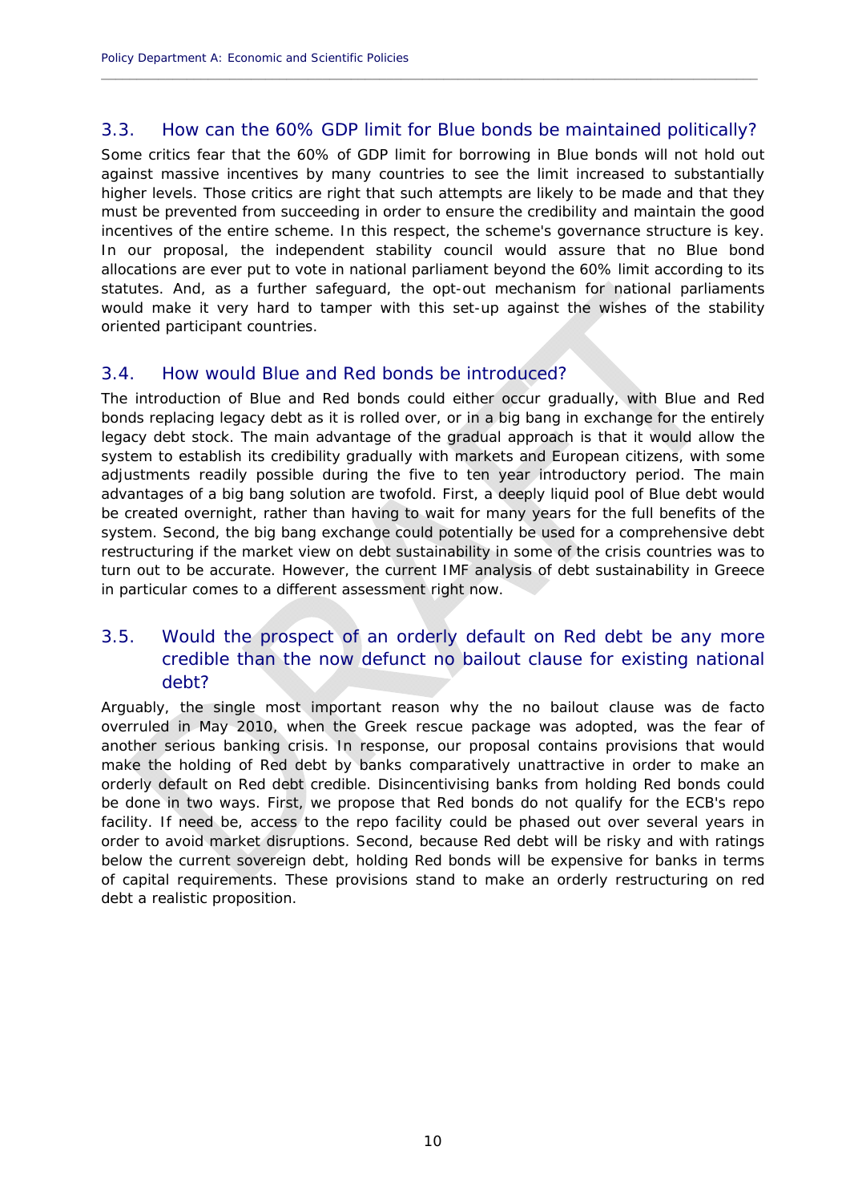## 3.3. How can the 60% GDP limit for Blue bonds be maintained politically?

Some critics fear that the 60% of GDP limit for borrowing in Blue bonds will not hold out against massive incentives by many countries to see the limit increased to substantially higher levels. Those critics are right that such attempts are likely to be made and that they must be prevented from succeeding in order to ensure the credibility and maintain the good incentives of the entire scheme. In this respect, the scheme's governance structure is key. In our proposal, the independent stability council would assure that no Blue bond allocations are ever put to vote in national parliament beyond the 60% limit according to its statutes. And, as a further safeguard, the opt-out mechanism for national parliaments would make it very hard to tamper with this set-up against the wishes of the stability oriented participant countries.

## 3.4. How would Blue and Red bonds be introduced?

The introduction of Blue and Red bonds could either occur gradually, with Blue and Red bonds replacing legacy debt as it is rolled over, or in a big bang in exchange for the entirely legacy debt stock. The main advantage of the gradual approach is that it would allow the system to establish its credibility gradually with markets and European citizens, with some adjustments readily possible during the five to ten year introductory period. The main advantages of a big bang solution are twofold. First, a deeply liquid pool of Blue debt would be created overnight, rather than having to wait for many years for the full benefits of the system. Second, the big bang exchange could potentially be used for a comprehensive debt restructuring if the market view on debt sustainability in some of the crisis countries was to turn out to be accurate. However, the current IMF analysis of debt sustainability in Greece in particular comes to a different assessment right now.

## 3.5. Would the prospect of an orderly default on Red debt be any more credible than the now defunct no bailout clause for existing national debt?

Arguably, the single most important reason why the no bailout clause was de facto overruled in May 2010, when the Greek rescue package was adopted, was the fear of another serious banking crisis. In response, our proposal contains provisions that would make the holding of Red debt by banks comparatively unattractive in order to make an orderly default on Red debt credible. Disincentivising banks from holding Red bonds could be done in two ways. First, we propose that Red bonds do not qualify for the ECB's repo facility. If need be, access to the repo facility could be phased out over several years in order to avoid market disruptions. Second, because Red debt will be risky and with ratings below the current sovereign debt, holding Red bonds will be expensive for banks in terms of capital requirements. These provisions stand to make an orderly restructuring on red debt a realistic proposition.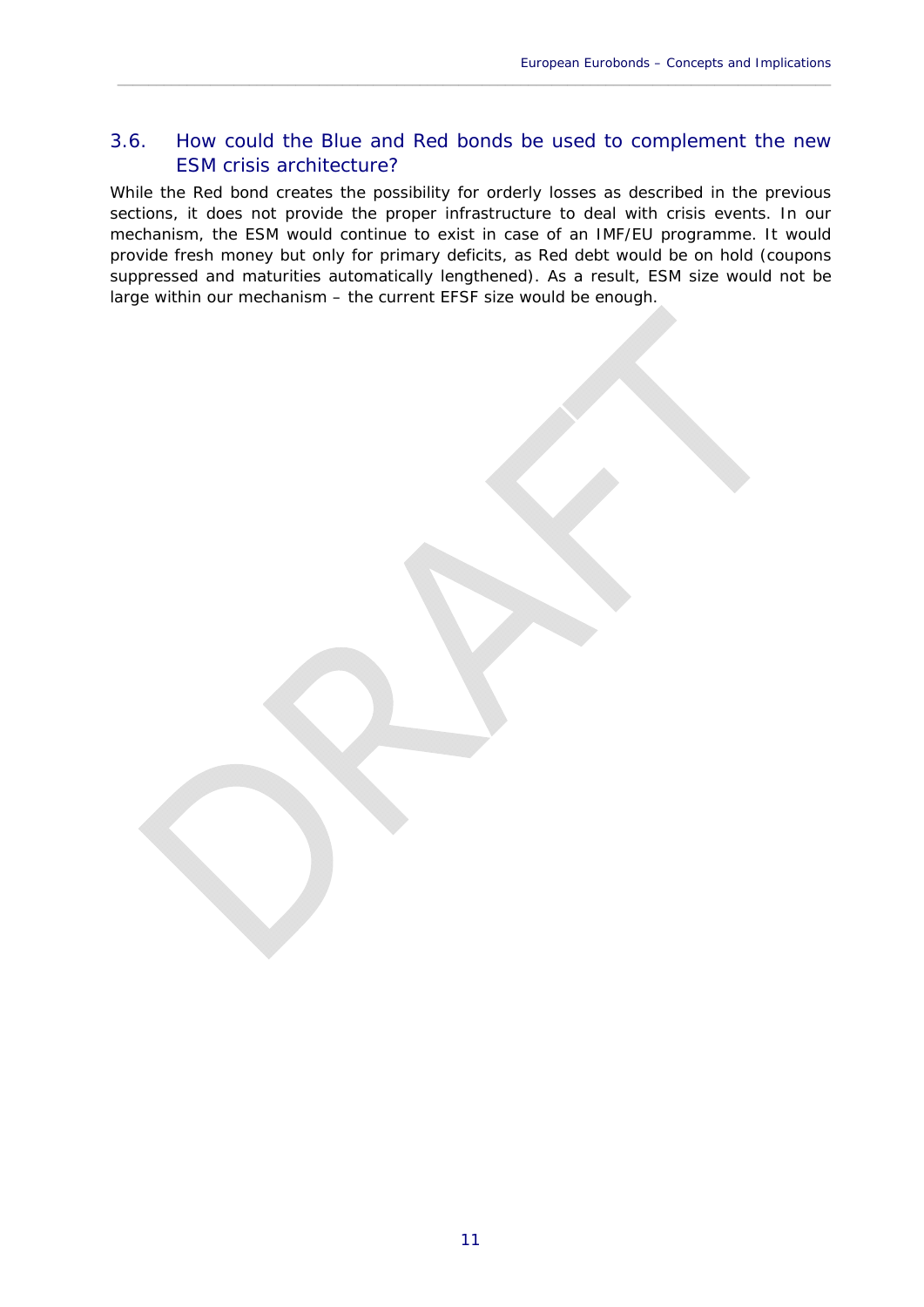### 3.6. How could the Blue and Red bonds be used to complement the new ESM crisis architecture?

While the Red bond creates the possibility for orderly losses as described in the previous sections, it does not provide the proper infrastructure to deal with crisis events. In our mechanism, the ESM would continue to exist in case of an IMF/EU programme. It would provide fresh money but only for primary deficits, as Red debt would be on hold (coupons suppressed and maturities automatically lengthened). As a result, ESM size would not be large within our mechanism – the current EFSF size would be enough.